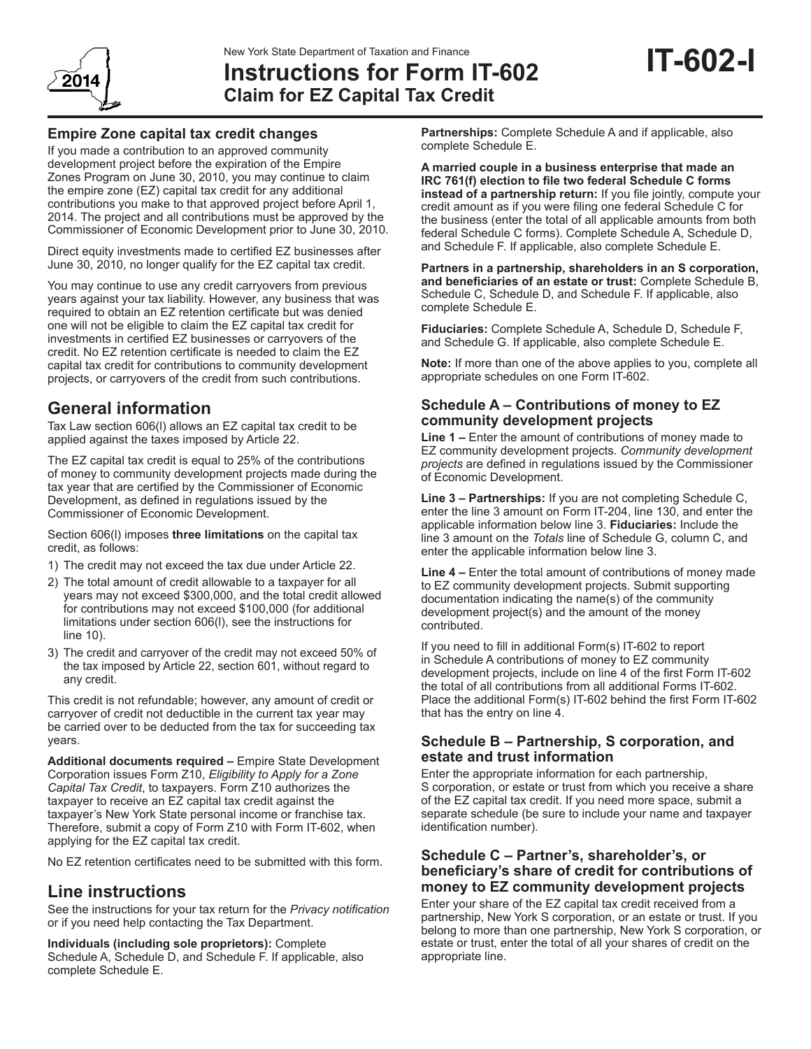New York State Department of Taxation and Finance

# Instructions for Form IT-602 Claim for EZ Capital Tax Credit

**IT-602-I**

2014

### Empire Zone capital tax credit changes

If you made a contribution to an approved community development project before the expiration of the Empire Zones Program on June 30, 2010, you may continue to claim the empire zone (EZ) capital tax credit for any additional contributions you make to that approved project before April 1, 2014. The project and all contributions must be approved by the Commissioner of Economic Development prior to June 30, 2010.

Direct equity investments made to certified EZ businesses after June 30, 2010, no longer qualify for the EZ capital tax credit.

You may continue to use any credit carryovers from previous years against your tax liability. However, any business that was required to obtain an EZ retention certificate but was denied one will not be eligible to claim the EZ capital tax credit for investments in certified EZ businesses or carryovers of the credit. No EZ retention certificate is needed to claim the EZ capital tax credit for contributions to community development projects, or carryovers of the credit from such contributions.

## General information

Tax Law section 606(l) allows an EZ capital tax credit to be applied against the taxes imposed by Article 22.

The EZ capital tax credit is equal to 25% of the contributions of money to community development projects made during the tax year that are certified by the Commissioner of Economic Development, as defined in regulations issued by the Commissioner of Economic Development.

Section 606(l) imposes **three limitations** on the capital tax credit, as follows:

1) The credit may not exceed the tax due under Article 22.
2) The total amount of credit allowable to a taxpayer for all years may not exceed $300,000, and the total credit allowed for contributions may not exceed $100,000 (for additional limitations under section 606(l), see the instructions for line 10).
3) The credit and carryover of the credit may not exceed 50% of the tax imposed by Article 22, section 601, without regard to any credit.

This credit is not refundable; however, any amount of credit or carryover of credit not deductible in the current tax year may be carried over to be deducted from the tax for succeeding tax years.

**Additional documents required –** Empire State Development Corporation issues Form Z10, *Eligibility to Apply for a Zone Capital Tax Credit*, to taxpayers. Form Z10 authorizes the taxpayer to receive an EZ capital tax credit against the taxpayer's New York State personal income or franchise tax. Therefore, submit a copy of Form Z10 with Form IT-602, when applying for the EZ capital tax credit.

No EZ retention certificates need to be submitted with this form.

## Line instructions

See the instructions for your tax return for the *Privacy notification* or if you need help contacting the Tax Department.

**Individuals (including sole proprietors):** Complete Schedule A, Schedule D, and Schedule F. If applicable, also complete Schedule E.

**Partnerships:** Complete Schedule A and if applicable, also complete Schedule E.

**A married couple in a business enterprise that made an IRC 761(f) election to file two federal Schedule C forms instead of a partnership return:** If you file jointly, compute your credit amount as if you were filing one federal Schedule C for the business (enter the total of all applicable amounts from both federal Schedule C forms). Complete Schedule A, Schedule D, and Schedule F. If applicable, also complete Schedule E.

**Partners in a partnership, shareholders in an S corporation, and beneficiaries of an estate or trust:** Complete Schedule B, Schedule C, Schedule D, and Schedule F. If applicable, also complete Schedule E.

**Fiduciaries:** Complete Schedule A, Schedule D, Schedule F, and Schedule G. If applicable, also complete Schedule E.

**Note:** If more than one of the above applies to you, complete all appropriate schedules on one Form IT-602.

### Schedule A – Contributions of money to EZ community development projects

**Line 1 –** Enter the amount of contributions of money made to EZ community development projects. *Community development projects* are defined in regulations issued by the Commissioner of Economic Development.

**Line 3 – Partnerships:** If you are not completing Schedule C, enter the line 3 amount on Form IT-204, line 130, and enter the applicable information below line 3. **Fiduciaries:** Include the line 3 amount on the *Totals* line of Schedule G, column C, and enter the applicable information below line 3.

**Line 4 –** Enter the total amount of contributions of money made to EZ community development projects. Submit supporting documentation indicating the name(s) of the community development project(s) and the amount of the money contributed.

If you need to fill in additional Form(s) IT-602 to report in Schedule A contributions of money to EZ community development projects, include on line 4 of the first Form IT-602 the total of all contributions from all additional Forms IT-602. Place the additional Form(s) IT-602 behind the first Form IT-602 that has the entry on line 4.

### Schedule B – Partnership, S corporation, and estate and trust information

Enter the appropriate information for each partnership, S corporation, or estate or trust from which you receive a share of the EZ capital tax credit. If you need more space, submit a separate schedule (be sure to include your name and taxpayer identification number).

### Schedule C – Partner's, shareholder's, or beneficiary's share of credit for contributions of money to EZ community development projects

Enter your share of the EZ capital tax credit received from a partnership, New York S corporation, or an estate or trust. If you belong to more than one partnership, New York S corporation, or estate or trust, enter the total of all your shares of credit on the appropriate line.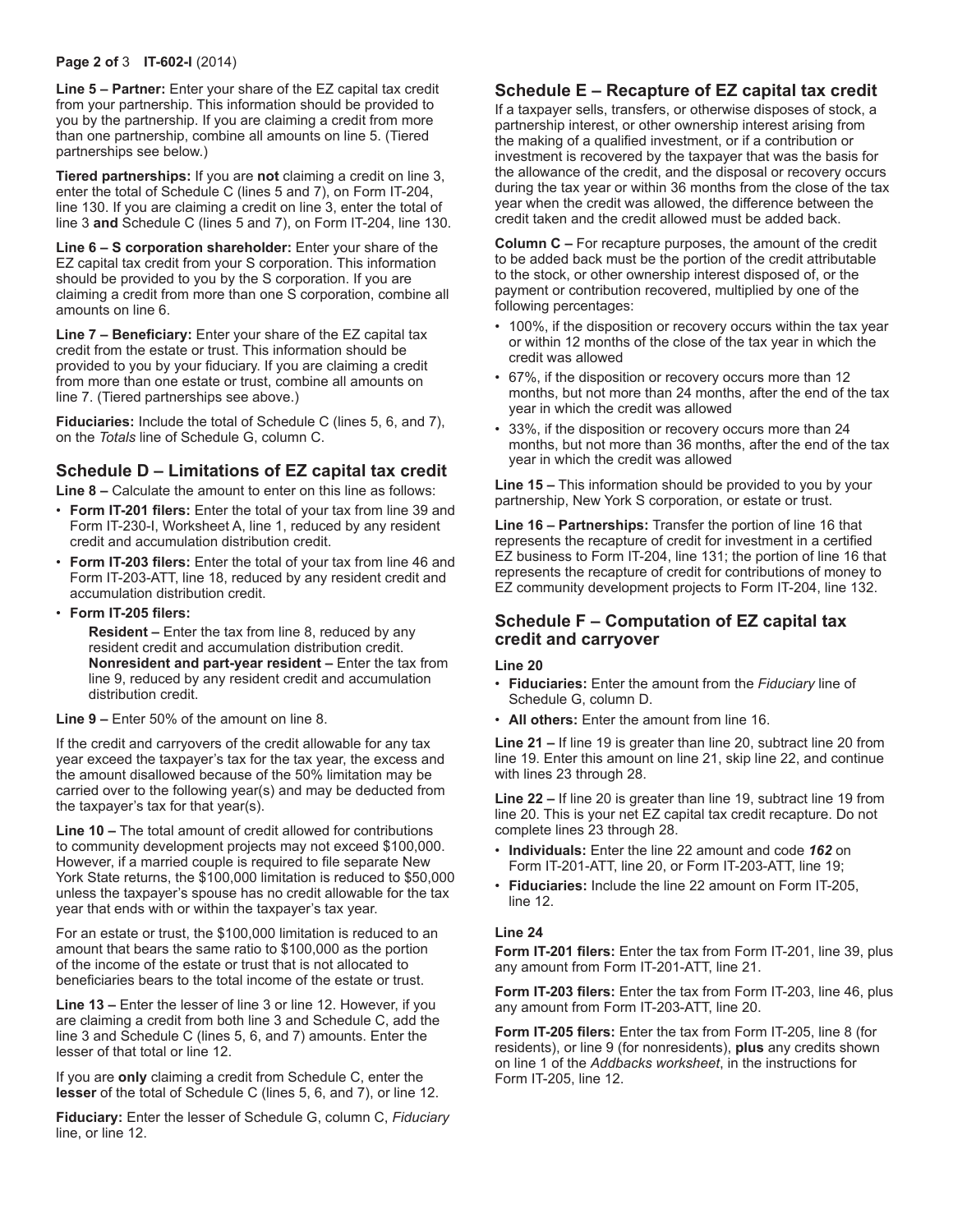**Line 5 – Partner:** Enter your share of the EZ capital tax credit from your partnership. This information should be provided to you by the partnership. If you are claiming a credit from more than one partnership, combine all amounts on line 5. (Tiered partnerships see below.)

**Tiered partnerships:** If you are **not** claiming a credit on line 3, enter the total of Schedule C (lines 5 and 7), on Form IT-204, line 130. If you are claiming a credit on line 3, enter the total of line 3 **and** Schedule C (lines 5 and 7), on Form IT-204, line 130.

**Line 6 – S corporation shareholder:** Enter your share of the EZ capital tax credit from your S corporation. This information should be provided to you by the S corporation. If you are claiming a credit from more than one S corporation, combine all amounts on line 6.

**Line 7 – Beneficiary:** Enter your share of the EZ capital tax credit from the estate or trust. This information should be provided to you by your fiduciary. If you are claiming a credit from more than one estate or trust, combine all amounts on line 7. (Tiered partnerships see above.)

**Fiduciaries:** Include the total of Schedule C (lines 5, 6, and 7), on the *Totals* line of Schedule G, column C.

## Schedule D – Limitations of EZ capital tax credit

**Line 8 –** Calculate the amount to enter on this line as follows:

- **Form IT-201 filers:** Enter the total of your tax from line 39 and Form IT-230-I, Worksheet A, line 1, reduced by any resident credit and accumulation distribution credit.
- **Form IT-203 filers:** Enter the total of your tax from line 46 and Form IT-203-ATT, line 18, reduced by any resident credit and accumulation distribution credit.
- **Form IT-205 filers:**
  - **Resident –** Enter the tax from line 8, reduced by any resident credit and accumulation distribution credit.
  - **Nonresident and part-year resident –** Enter the tax from line 9, reduced by any resident credit and accumulation distribution credit.

**Line 9 –** Enter 50% of the amount on line 8.

If the credit and carryovers of the credit allowable for any tax year exceed the taxpayer's tax for the tax year, the excess and the amount disallowed because of the 50% limitation may be carried over to the following year(s) and may be deducted from the taxpayer's tax for that year(s).

**Line 10 –** The total amount of credit allowed for contributions to community development projects may not exceed $100,000. However, if a married couple is required to file separate New York State returns, the $100,000 limitation is reduced to $50,000 unless the taxpayer's spouse has no credit allowable for the tax year that ends with or within the taxpayer's tax year.

For an estate or trust, the $100,000 limitation is reduced to an amount that bears the same ratio to $100,000 as the portion of the income of the estate or trust that is not allocated to beneficiaries bears to the total income of the estate or trust.

**Line 13 –** Enter the lesser of line 3 or line 12. However, if you are claiming a credit from both line 3 and Schedule C, add the line 3 and Schedule C (lines 5, 6, and 7) amounts. Enter the lesser of that total or line 12.

If you are **only** claiming a credit from Schedule C, enter the **lesser** of the total of Schedule C (lines 5, 6, and 7), or line 12.

**Fiduciary:** Enter the lesser of Schedule G, column C, *Fiduciary* line, or line 12.

## Schedule E – Recapture of EZ capital tax credit

If a taxpayer sells, transfers, or otherwise disposes of stock, a partnership interest, or other ownership interest arising from the making of a qualified investment, or if a contribution or investment is recovered by the taxpayer that was the basis for the allowance of the credit, and the disposal or recovery occurs during the tax year or within 36 months from the close of the tax year when the credit was allowed, the difference between the credit taken and the credit allowed must be added back.

**Column C –** For recapture purposes, the amount of the credit to be added back must be the portion of the credit attributable to the stock, or other ownership interest disposed of, or the payment or contribution recovered, multiplied by one of the following percentages:

- 100%, if the disposition or recovery occurs within the tax year or within 12 months of the close of the tax year in which the credit was allowed
- 67%, if the disposition or recovery occurs more than 12 months, but not more than 24 months, after the end of the tax year in which the credit was allowed
- 33%, if the disposition or recovery occurs more than 24 months, but not more than 36 months, after the end of the tax year in which the credit was allowed

**Line 15 –** This information should be provided to you by your partnership, New York S corporation, or estate or trust.

**Line 16 – Partnerships:** Transfer the portion of line 16 that represents the recapture of credit for investment in a certified EZ business to Form IT-204, line 131; the portion of line 16 that represents the recapture of credit for contributions of money to EZ community development projects to Form IT-204, line 132.

## Schedule F – Computation of EZ capital tax credit and carryover

**Line 20**

- **Fiduciaries:** Enter the amount from the *Fiduciary* line of Schedule G, column D.
- **All others:** Enter the amount from line 16.

**Line 21 –** If line 19 is greater than line 20, subtract line 20 from line 19. Enter this amount on line 21, skip line 22, and continue with lines 23 through 28.

**Line 22 –** If line 20 is greater than line 19, subtract line 19 from line 20. This is your net EZ capital tax credit recapture. Do not complete lines 23 through 28.

- **Individuals:** Enter the line 22 amount and code ***162*** on Form IT-201-ATT, line 20, or Form IT-203-ATT, line 19;
- **Fiduciaries:** Include the line 22 amount on Form IT-205, line 12.

**Line 24**

**Form IT-201 filers:** Enter the tax from Form IT-201, line 39, plus any amount from Form IT-201-ATT, line 21.

**Form IT-203 filers:** Enter the tax from Form IT-203, line 46, plus any amount from Form IT-203-ATT, line 20.

**Form IT-205 filers:** Enter the tax from Form IT-205, line 8 (for residents), or line 9 (for nonresidents), **plus** any credits shown on line 1 of the *Addbacks worksheet*, in the instructions for Form IT-205, line 12.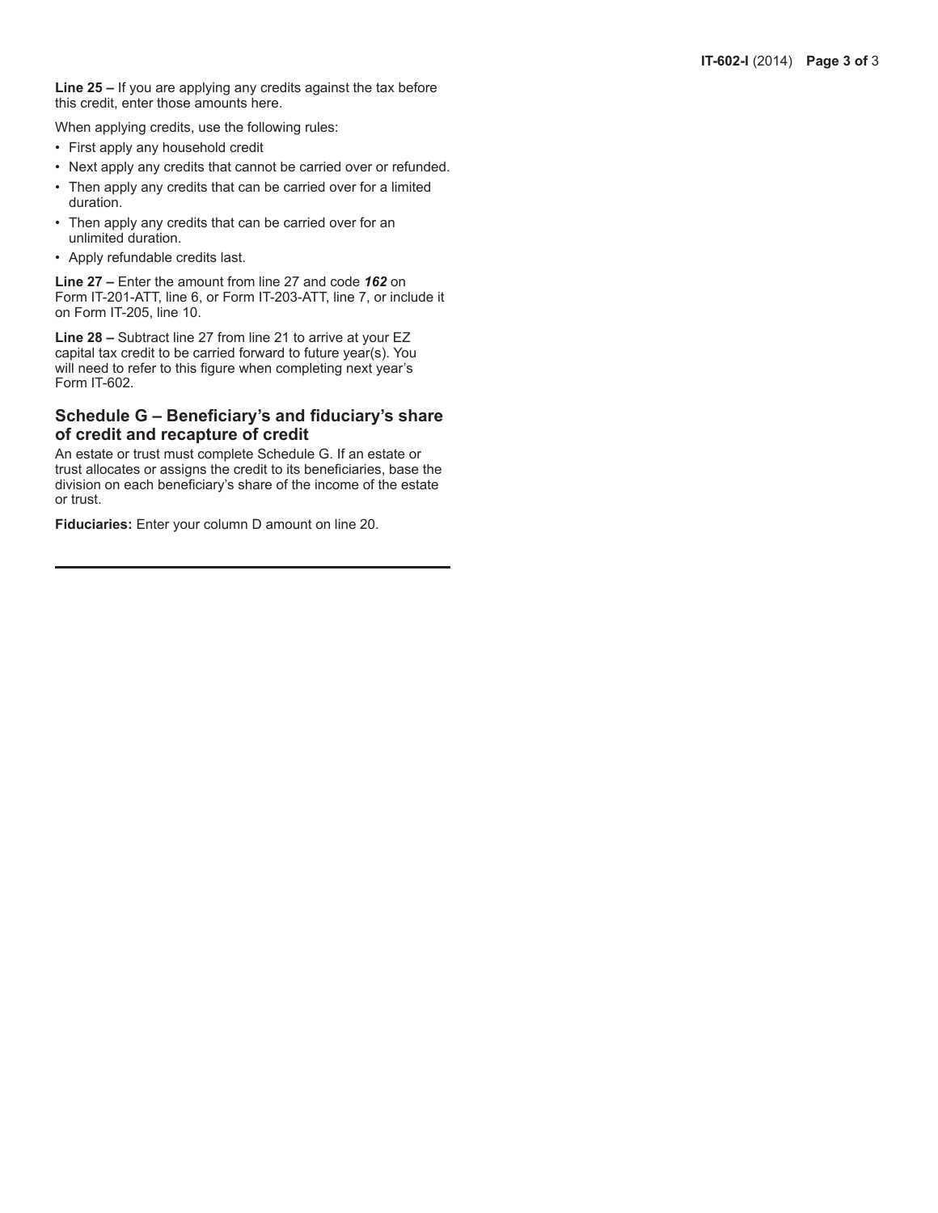**Line 25 –** If you are applying any credits against the tax before this credit, enter those amounts here.

When applying credits, use the following rules:

- First apply any household credit
- Next apply any credits that cannot be carried over or refunded.
- Then apply any credits that can be carried over for a limited duration.
- Then apply any credits that can be carried over for an unlimited duration.
- Apply refundable credits last.

**Line 27 –** Enter the amount from line 27 and code ***162*** on Form IT-201-ATT, line 6, or Form IT-203-ATT, line 7, or include it on Form IT-205, line 10.

**Line 28 –** Subtract line 27 from line 21 to arrive at your EZ capital tax credit to be carried forward to future year(s). You will need to refer to this figure when completing next year's Form IT-602.

## Schedule G – Beneficiary's and fiduciary's share of credit and recapture of credit

An estate or trust must complete Schedule G. If an estate or trust allocates or assigns the credit to its beneficiaries, base the division on each beneficiary's share of the income of the estate or trust.

**Fiduciaries:** Enter your column D amount on line 20.